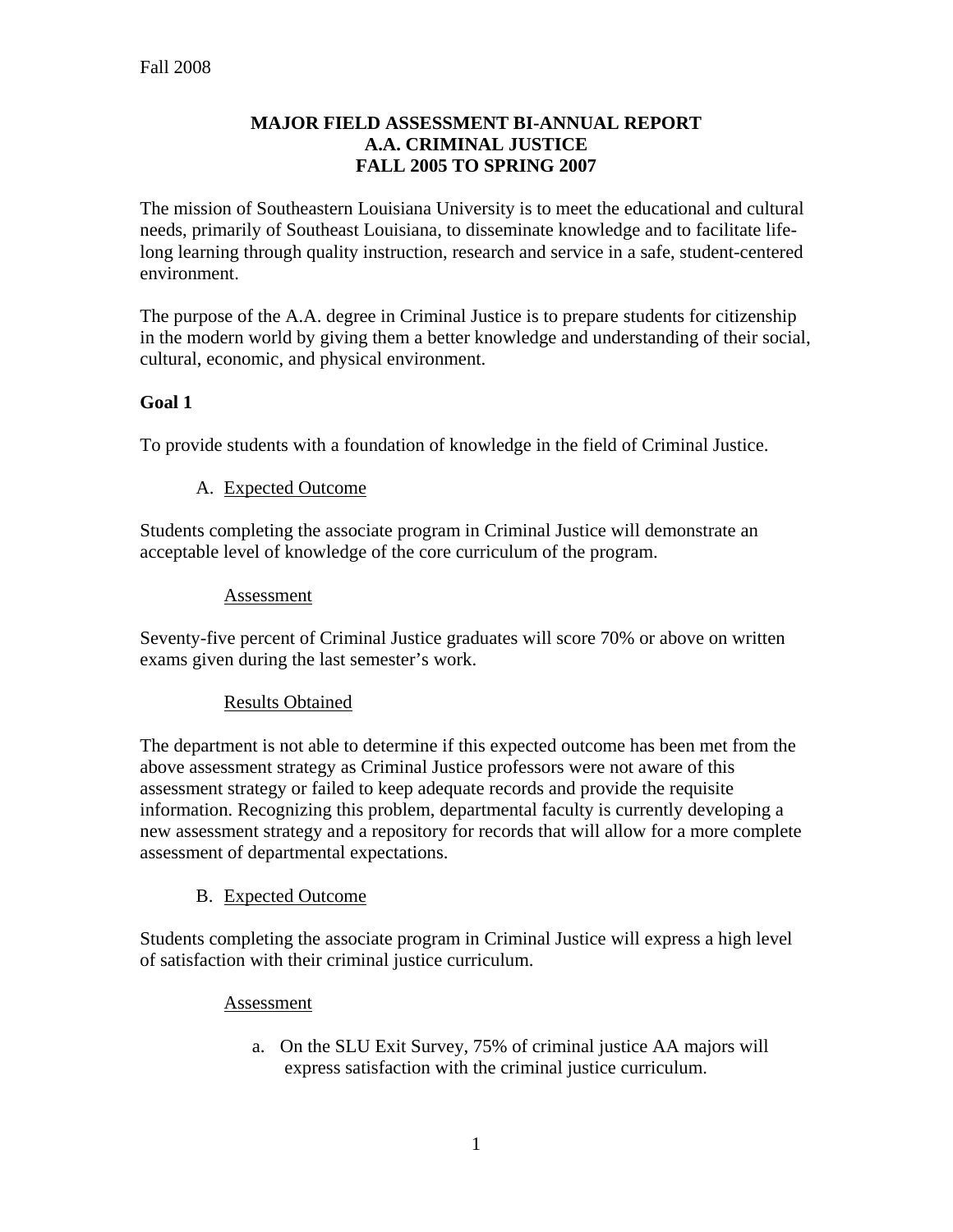Fall 2008

# MAJOR FIELD ASSESSMENT BI-ANNUAL REPORT
# A.A. CRIMINAL JUSTICE
# FALL 2005 TO SPRING 2007

The mission of Southeastern Louisiana University is to meet the educational and cultural needs, primarily of Southeast Louisiana, to disseminate knowledge and to facilitate life-long learning through quality instruction, research and service in a safe, student-centered environment.

The purpose of the A.A. degree in Criminal Justice is to prepare students for citizenship in the modern world by giving them a better knowledge and understanding of their social, cultural, economic, and physical environment.

## Goal 1

To provide students with a foundation of knowledge in the field of Criminal Justice.

A. Expected Outcome

Students completing the associate program in Criminal Justice will demonstrate an acceptable level of knowledge of the core curriculum of the program.

Assessment

Seventy-five percent of Criminal Justice graduates will score 70% or above on written exams given during the last semester's work.

Results Obtained

The department is not able to determine if this expected outcome has been met from the above assessment strategy as Criminal Justice professors were not aware of this assessment strategy or failed to keep adequate records and provide the requisite information. Recognizing this problem, departmental faculty is currently developing a new assessment strategy and a repository for records that will allow for a more complete assessment of departmental expectations.

B. Expected Outcome

Students completing the associate program in Criminal Justice will express a high level of satisfaction with their criminal justice curriculum.

Assessment

a. On the SLU Exit Survey, 75% of criminal justice AA majors will express satisfaction with the criminal justice curriculum.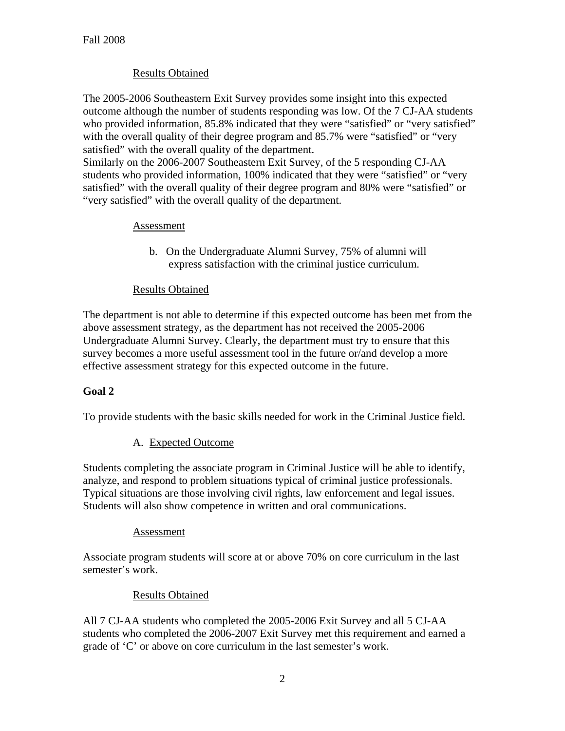Results Obtained

The 2005-2006 Southeastern Exit Survey provides some insight into this expected outcome although the number of students responding was low. Of the 7 CJ-AA students who provided information, 85.8% indicated that they were “satisfied” or “very satisfied” with the overall quality of their degree program and 85.7% were “satisfied” or “very satisfied” with the overall quality of the department.
Similarly on the 2006-2007 Southeastern Exit Survey, of the 5 responding CJ-AA students who provided information, 100% indicated that they were “satisfied” or “very satisfied” with the overall quality of their degree program and 80% were “satisfied” or “very satisfied” with the overall quality of the department.

Assessment

b. On the Undergraduate Alumni Survey, 75% of alumni will express satisfaction with the criminal justice curriculum.

Results Obtained

The department is not able to determine if this expected outcome has been met from the above assessment strategy, as the department has not received the 2005-2006 Undergraduate Alumni Survey. Clearly, the department must try to ensure that this survey becomes a more useful assessment tool in the future or/and develop a more effective assessment strategy for this expected outcome in the future.

**Goal 2**

To provide students with the basic skills needed for work in the Criminal Justice field.

A. Expected Outcome

Students completing the associate program in Criminal Justice will be able to identify, analyze, and respond to problem situations typical of criminal justice professionals. Typical situations are those involving civil rights, law enforcement and legal issues. Students will also show competence in written and oral communications.

Assessment

Associate program students will score at or above 70% on core curriculum in the last semester’s work.

Results Obtained

All 7 CJ-AA students who completed the 2005-2006 Exit Survey and all 5 CJ-AA students who completed the 2006-2007 Exit Survey met this requirement and earned a grade of ‘C’ or above on core curriculum in the last semester’s work.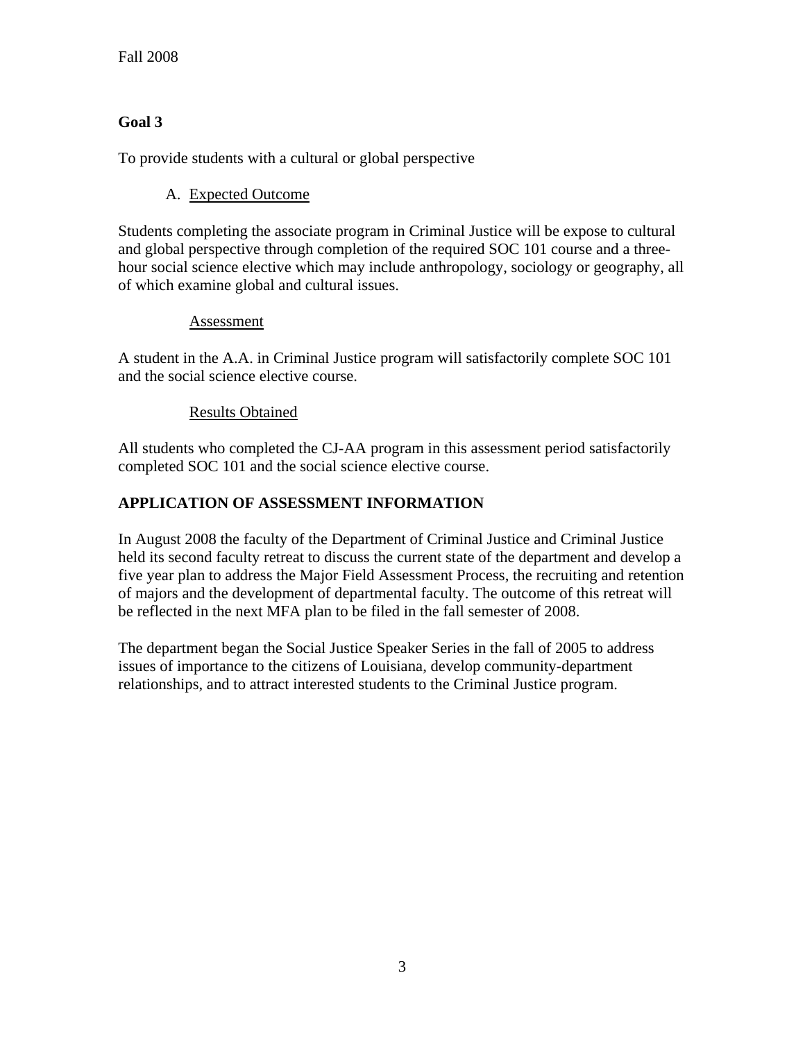Fall 2008

**Goal 3**

To provide students with a cultural or global perspective

A. Expected Outcome

Students completing the associate program in Criminal Justice will be expose to cultural and global perspective through completion of the required SOC 101 course and a three-hour social science elective which may include anthropology, sociology or geography, all of which examine global and cultural issues.

Assessment

A student in the A.A. in Criminal Justice program will satisfactorily complete SOC 101 and the social science elective course.

Results Obtained

All students who completed the CJ-AA program in this assessment period satisfactorily completed SOC 101 and the social science elective course.

**APPLICATION OF ASSESSMENT INFORMATION**

In August 2008 the faculty of the Department of Criminal Justice and Criminal Justice held its second faculty retreat to discuss the current state of the department and develop a five year plan to address the Major Field Assessment Process, the recruiting and retention of majors and the development of departmental faculty. The outcome of this retreat will be reflected in the next MFA plan to be filed in the fall semester of 2008.

The department began the Social Justice Speaker Series in the fall of 2005 to address issues of importance to the citizens of Louisiana, develop community-department relationships, and to attract interested students to the Criminal Justice program.